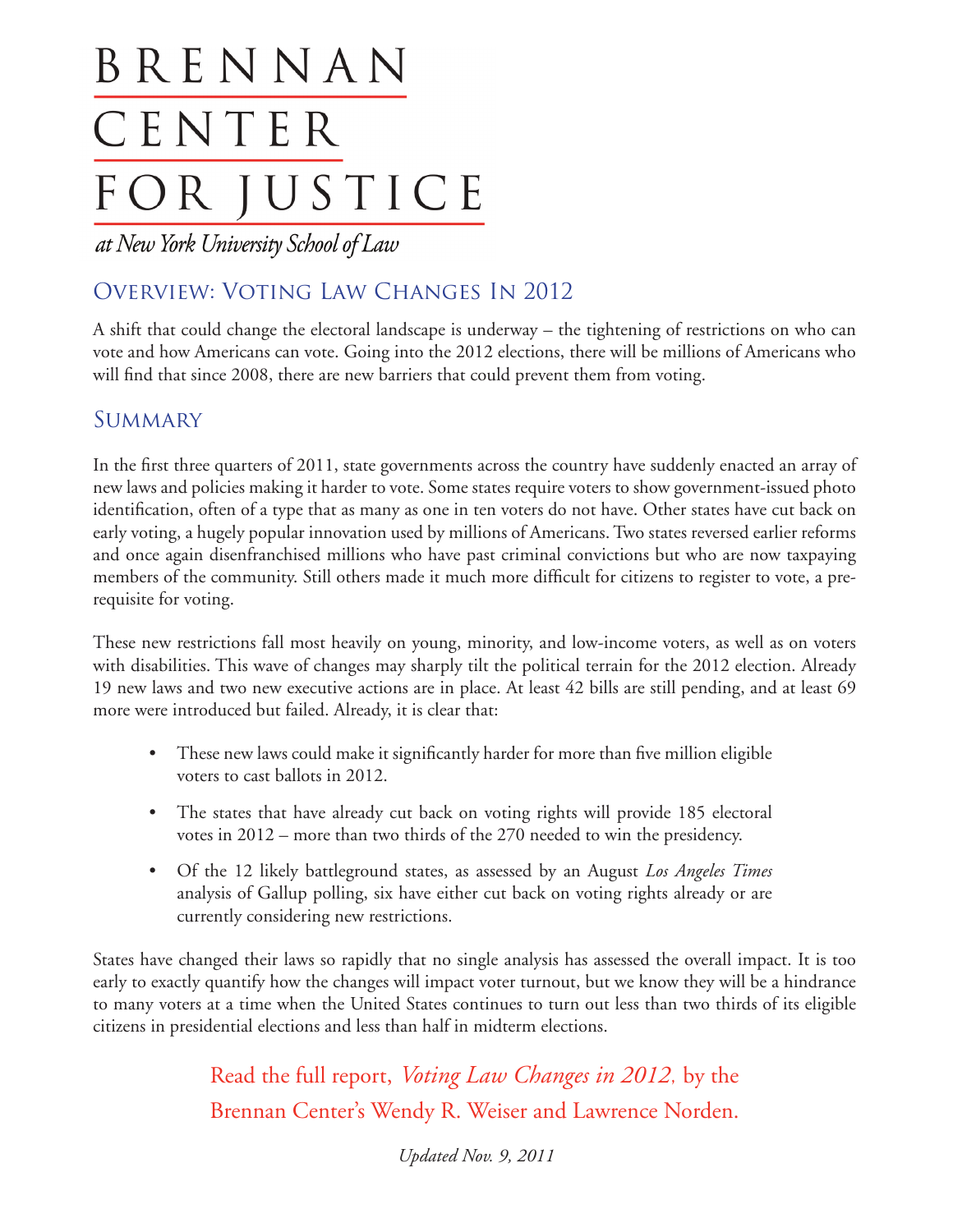# BRENNAN CENTER FOR JUSTICE

*at New York University School of Law*

## Overview: Voting Law Changes In 2012

A shift that could change the electoral landscape is underway – the tightening of restrictions on who can vote and how Americans can vote. Going into the 2012 elections, there will be millions of Americans who will find that since 2008, there are new barriers that could prevent them from voting.

## Summary

In the first three quarters of 2011, state governments across the country have suddenly enacted an array of new laws and policies making it harder to vote. Some states require voters to show government-issued photo identification, often of a type that as many as one in ten voters do not have. Other states have cut back on early voting, a hugely popular innovation used by millions of Americans. Two states reversed earlier reforms and once again disenfranchised millions who have past criminal convictions but who are now taxpaying members of the community. Still others made it much more difficult for citizens to register to vote, a prerequisite for voting.

These new restrictions fall most heavily on young, minority, and low-income voters, as well as on voters with disabilities. This wave of changes may sharply tilt the political terrain for the 2012 election. Already 19 new laws and two new executive actions are in place. At least 42 bills are still pending, and at least 69 more were introduced but failed. Already, it is clear that:

- These new laws could make it significantly harder for more than five million eligible voters to cast ballots in 2012.
- The states that have already cut back on voting rights will provide 185 electoral votes in 2012 – more than two thirds of the 270 needed to win the presidency.
- Of the 12 likely battleground states, as assessed by an August *Los Angeles Times* analysis of Gallup polling, six have either cut back on voting rights already or are currently considering new restrictions.

States have changed their laws so rapidly that no single analysis has assessed the overall impact. It is too early to exactly quantify how the changes will impact voter turnout, but we know they will be a hindrance to many voters at a time when the United States continues to turn out less than two thirds of its eligible citizens in presidential elections and less than half in midterm elections.

Read the full report, *Voting Law Changes in 2012,* by the Brennan Center's Wendy R. Weiser and Lawrence Norden.

*Updated Nov. 9, 2011*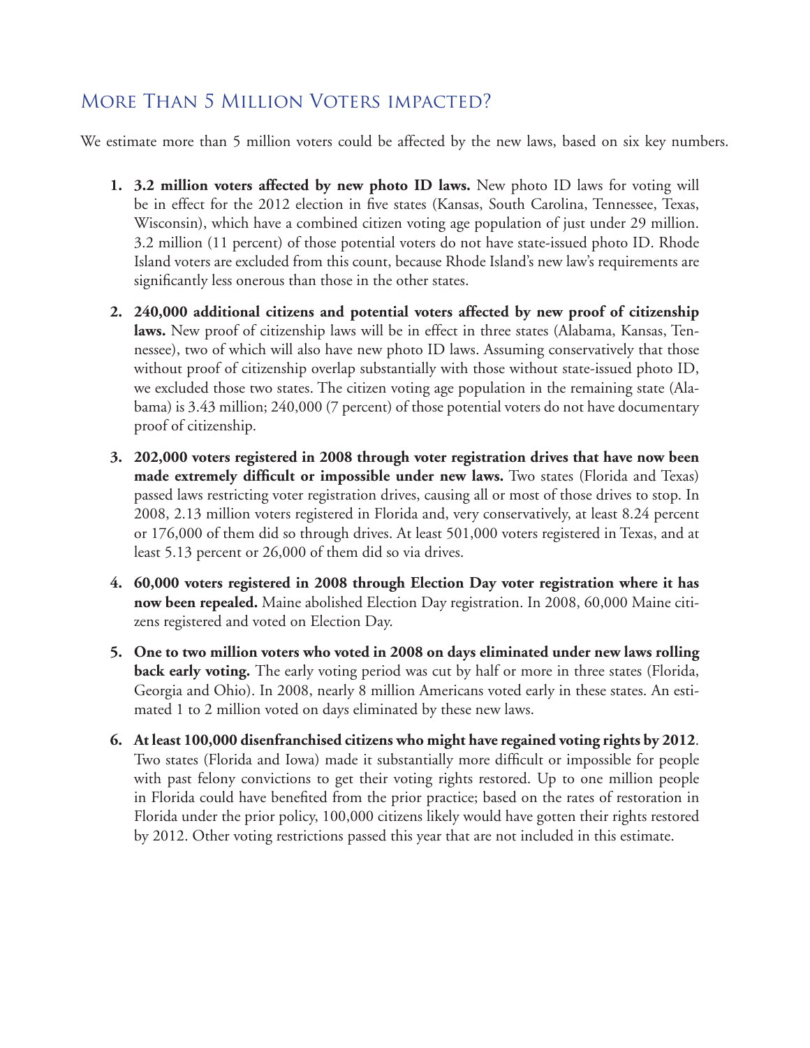## More Than 5 Million Voters impacted?

We estimate more than 5 million voters could be affected by the new laws, based on six key numbers.

1. **3.2 million voters affected by new photo ID laws.** New photo ID laws for voting will be in effect for the 2012 election in five states (Kansas, South Carolina, Tennessee, Texas, Wisconsin), which have a combined citizen voting age population of just under 29 million. 3.2 million (11 percent) of those potential voters do not have state-issued photo ID. Rhode Island voters are excluded from this count, because Rhode Island's new law's requirements are significantly less onerous than those in the other states.

2. **240,000 additional citizens and potential voters affected by new proof of citizenship laws.** New proof of citizenship laws will be in effect in three states (Alabama, Kansas, Tennessee), two of which will also have new photo ID laws. Assuming conservatively that those without proof of citizenship overlap substantially with those without state-issued photo ID, we excluded those two states. The citizen voting age population in the remaining state (Alabama) is 3.43 million; 240,000 (7 percent) of those potential voters do not have documentary proof of citizenship.

3. **202,000 voters registered in 2008 through voter registration drives that have now been made extremely difficult or impossible under new laws.** Two states (Florida and Texas) passed laws restricting voter registration drives, causing all or most of those drives to stop. In 2008, 2.13 million voters registered in Florida and, very conservatively, at least 8.24 percent or 176,000 of them did so through drives. At least 501,000 voters registered in Texas, and at least 5.13 percent or 26,000 of them did so via drives.

4. **60,000 voters registered in 2008 through Election Day voter registration where it has now been repealed.** Maine abolished Election Day registration. In 2008, 60,000 Maine citizens registered and voted on Election Day.

5. **One to two million voters who voted in 2008 on days eliminated under new laws rolling back early voting.** The early voting period was cut by half or more in three states (Florida, Georgia and Ohio). In 2008, nearly 8 million Americans voted early in these states. An estimated 1 to 2 million voted on days eliminated by these new laws.

6. **At least 100,000 disenfranchised citizens who might have regained voting rights by 2012**. Two states (Florida and Iowa) made it substantially more difficult or impossible for people with past felony convictions to get their voting rights restored. Up to one million people in Florida could have benefited from the prior practice; based on the rates of restoration in Florida under the prior policy, 100,000 citizens likely would have gotten their rights restored by 2012. Other voting restrictions passed this year that are not included in this estimate.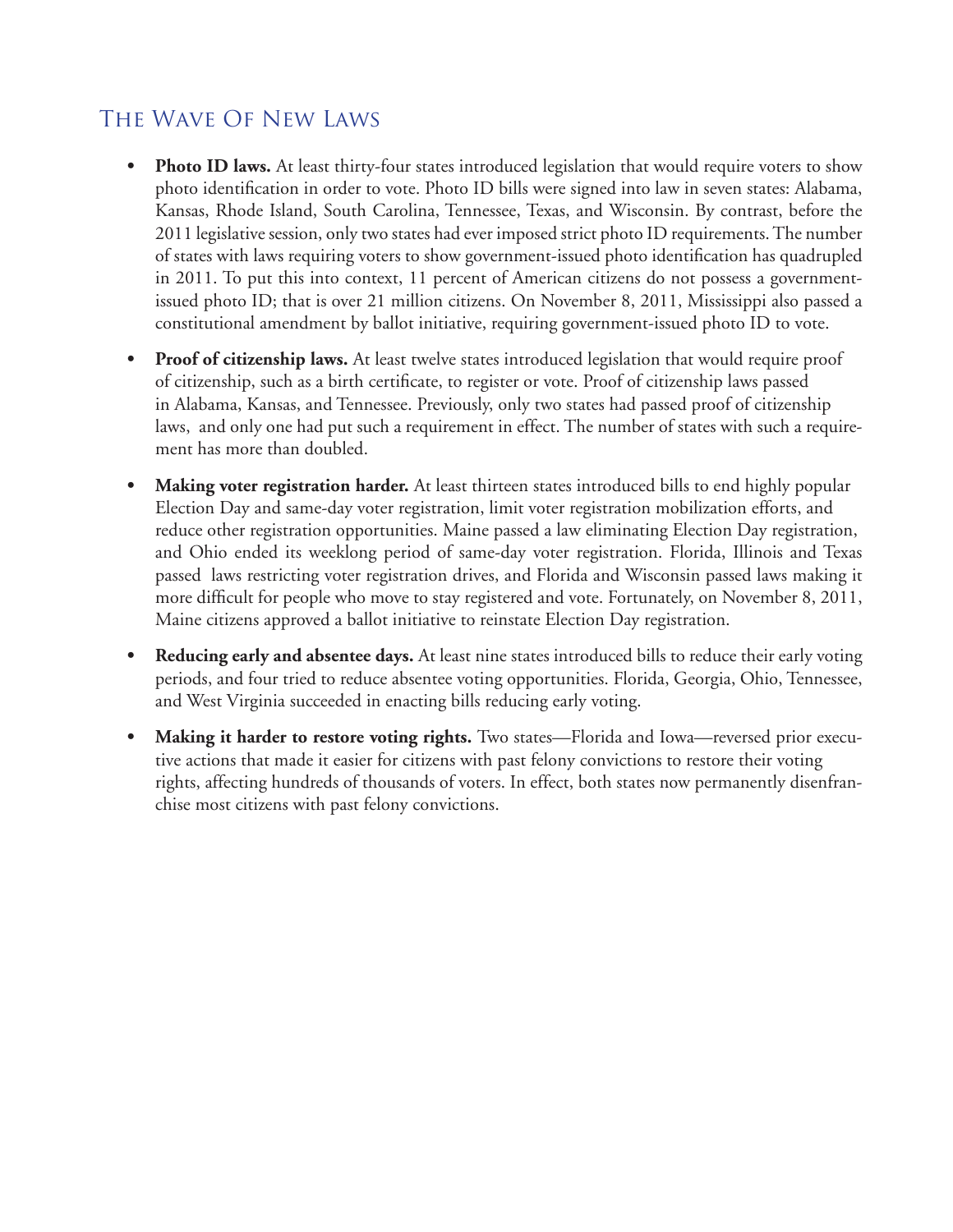## The Wave Of New Laws

- **Photo ID laws.** At least thirty-four states introduced legislation that would require voters to show photo identification in order to vote. Photo ID bills were signed into law in seven states: Alabama, Kansas, Rhode Island, South Carolina, Tennessee, Texas, and Wisconsin. By contrast, before the 2011 legislative session, only two states had ever imposed strict photo ID requirements. The number of states with laws requiring voters to show government-issued photo identification has quadrupled in 2011. To put this into context, 11 percent of American citizens do not possess a government-issued photo ID; that is over 21 million citizens. On November 8, 2011, Mississippi also passed a constitutional amendment by ballot initiative, requiring government-issued photo ID to vote.

- **Proof of citizenship laws.** At least twelve states introduced legislation that would require proof of citizenship, such as a birth certificate, to register or vote. Proof of citizenship laws passed in Alabama, Kansas, and Tennessee. Previously, only two states had passed proof of citizenship laws, and only one had put such a requirement in effect. The number of states with such a requirement has more than doubled.

- **Making voter registration harder.** At least thirteen states introduced bills to end highly popular Election Day and same-day voter registration, limit voter registration mobilization efforts, and reduce other registration opportunities. Maine passed a law eliminating Election Day registration, and Ohio ended its weeklong period of same-day voter registration. Florida, Illinois and Texas passed laws restricting voter registration drives, and Florida and Wisconsin passed laws making it more difficult for people who move to stay registered and vote. Fortunately, on November 8, 2011, Maine citizens approved a ballot initiative to reinstate Election Day registration.

- **Reducing early and absentee days.** At least nine states introduced bills to reduce their early voting periods, and four tried to reduce absentee voting opportunities. Florida, Georgia, Ohio, Tennessee, and West Virginia succeeded in enacting bills reducing early voting.

- **Making it harder to restore voting rights.** Two states—Florida and Iowa—reversed prior executive actions that made it easier for citizens with past felony convictions to restore their voting rights, affecting hundreds of thousands of voters. In effect, both states now permanently disenfranchise most citizens with past felony convictions.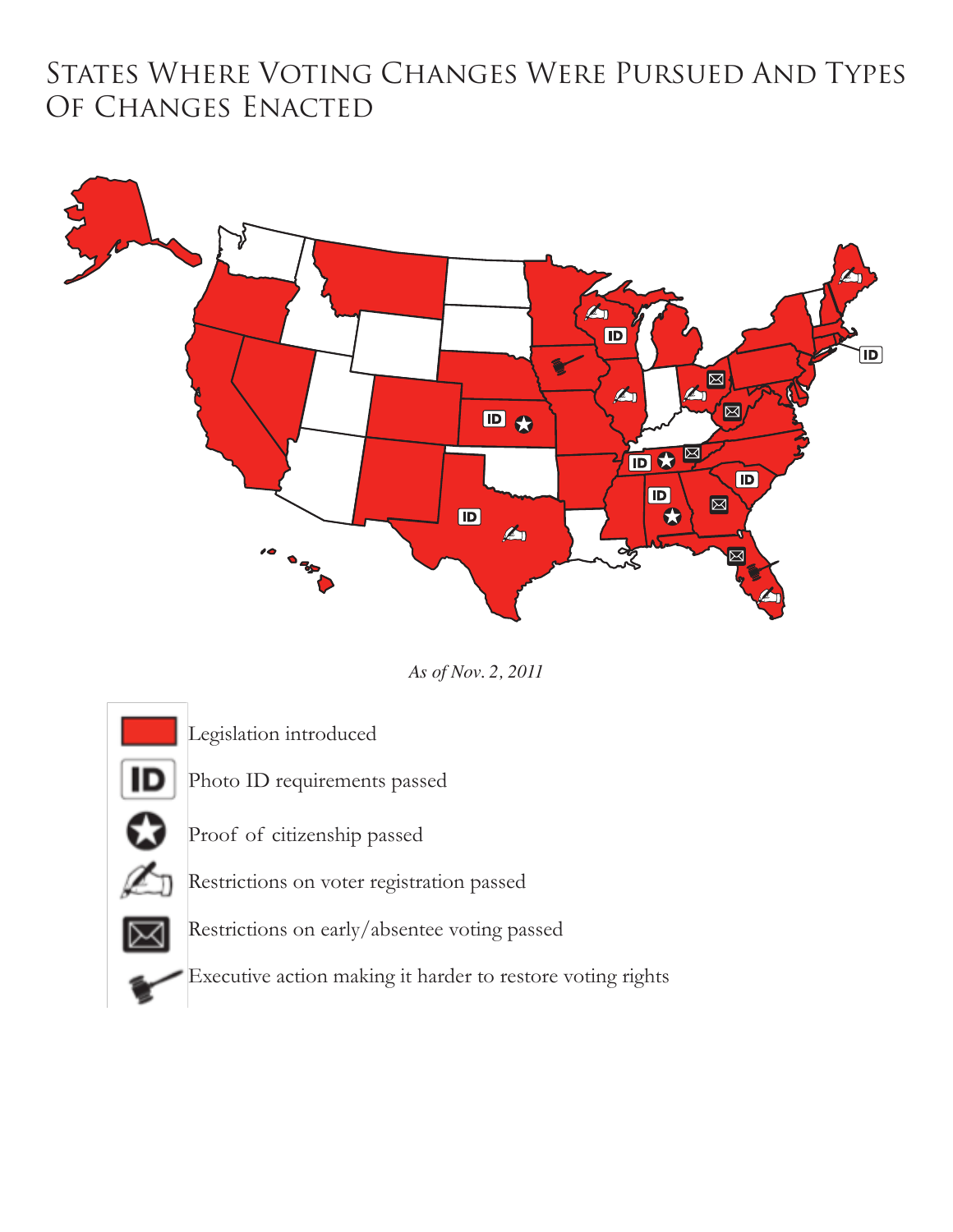# States Where Voting Changes Were Pursued And Types Of Changes Enacted

ID

*As of Nov. 2, 2011*

Legislation introduced

Photo ID requirements passed

Proof of citizenship passed

Restrictions on voter registration passed

Restrictions on early/absentee voting passed

Executive action making it harder to restore voting rights